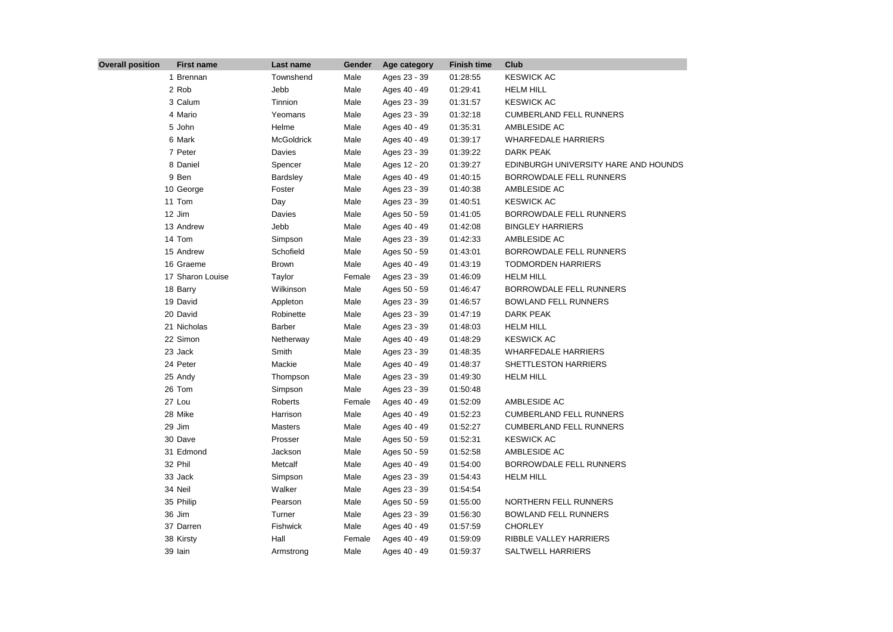| Overall position | First name | Last name | Gender | Age category | Finish time | Club |
|---|---|---|---|---|---|---|
| 1 | Brennan | Townshend | Male | Ages 23 - 39 | 01:28:55 | KESWICK AC |
| 2 | Rob | Jebb | Male | Ages 40 - 49 | 01:29:41 | HELM HILL |
| 3 | Calum | Tinnion | Male | Ages 23 - 39 | 01:31:57 | KESWICK AC |
| 4 | Mario | Yeomans | Male | Ages 23 - 39 | 01:32:18 | CUMBERLAND FELL RUNNERS |
| 5 | John | Helme | Male | Ages 40 - 49 | 01:35:31 | AMBLESIDE AC |
| 6 | Mark | McGoldrick | Male | Ages 40 - 49 | 01:39:17 | WHARFEDALE HARRIERS |
| 7 | Peter | Davies | Male | Ages 23 - 39 | 01:39:22 | DARK PEAK |
| 8 | Daniel | Spencer | Male | Ages 12 - 20 | 01:39:27 | EDINBURGH UNIVERSITY HARE AND HOUNDS |
| 9 | Ben | Bardsley | Male | Ages 40 - 49 | 01:40:15 | BORROWDALE FELL RUNNERS |
| 10 | George | Foster | Male | Ages 23 - 39 | 01:40:38 | AMBLESIDE AC |
| 11 | Tom | Day | Male | Ages 23 - 39 | 01:40:51 | KESWICK AC |
| 12 | Jim | Davies | Male | Ages 50 - 59 | 01:41:05 | BORROWDALE FELL RUNNERS |
| 13 | Andrew | Jebb | Male | Ages 40 - 49 | 01:42:08 | BINGLEY HARRIERS |
| 14 | Tom | Simpson | Male | Ages 23 - 39 | 01:42:33 | AMBLESIDE AC |
| 15 | Andrew | Schofield | Male | Ages 50 - 59 | 01:43:01 | BORROWDALE FELL RUNNERS |
| 16 | Graeme | Brown | Male | Ages 40 - 49 | 01:43:19 | TODMORDEN HARRIERS |
| 17 | Sharon Louise | Taylor | Female | Ages 23 - 39 | 01:46:09 | HELM HILL |
| 18 | Barry | Wilkinson | Male | Ages 50 - 59 | 01:46:47 | BORROWDALE FELL RUNNERS |
| 19 | David | Appleton | Male | Ages 23 - 39 | 01:46:57 | BOWLAND FELL RUNNERS |
| 20 | David | Robinette | Male | Ages 23 - 39 | 01:47:19 | DARK PEAK |
| 21 | Nicholas | Barber | Male | Ages 23 - 39 | 01:48:03 | HELM HILL |
| 22 | Simon | Netherway | Male | Ages 40 - 49 | 01:48:29 | KESWICK AC |
| 23 | Jack | Smith | Male | Ages 23 - 39 | 01:48:35 | WHARFEDALE HARRIERS |
| 24 | Peter | Mackie | Male | Ages 40 - 49 | 01:48:37 | SHETTLESTON HARRIERS |
| 25 | Andy | Thompson | Male | Ages 23 - 39 | 01:49:30 | HELM HILL |
| 26 | Tom | Simpson | Male | Ages 23 - 39 | 01:50:48 | |
| 27 | Lou | Roberts | Female | Ages 40 - 49 | 01:52:09 | AMBLESIDE AC |
| 28 | Mike | Harrison | Male | Ages 40 - 49 | 01:52:23 | CUMBERLAND FELL RUNNERS |
| 29 | Jim | Masters | Male | Ages 40 - 49 | 01:52:27 | CUMBERLAND FELL RUNNERS |
| 30 | Dave | Prosser | Male | Ages 50 - 59 | 01:52:31 | KESWICK AC |
| 31 | Edmond | Jackson | Male | Ages 50 - 59 | 01:52:58 | AMBLESIDE AC |
| 32 | Phil | Metcalf | Male | Ages 40 - 49 | 01:54:00 | BORROWDALE FELL RUNNERS |
| 33 | Jack | Simpson | Male | Ages 23 - 39 | 01:54:43 | HELM HILL |
| 34 | Neil | Walker | Male | Ages 23 - 39 | 01:54:54 | |
| 35 | Philip | Pearson | Male | Ages 50 - 59 | 01:55:00 | NORTHERN FELL RUNNERS |
| 36 | Jim | Turner | Male | Ages 23 - 39 | 01:56:30 | BOWLAND FELL RUNNERS |
| 37 | Darren | Fishwick | Male | Ages 40 - 49 | 01:57:59 | CHORLEY |
| 38 | Kirsty | Hall | Female | Ages 40 - 49 | 01:59:09 | RIBBLE VALLEY HARRIERS |
| 39 | Iain | Armstrong | Male | Ages 40 - 49 | 01:59:37 | SALTWELL HARRIERS |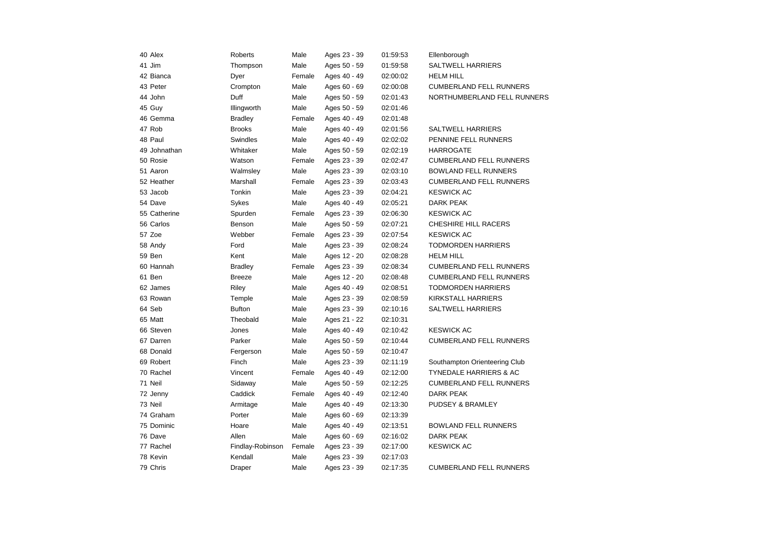| | | | | | | |
|---|---|---|---|---|---|---|
| 40 | Alex | Roberts | Male | Ages 23 - 39 | 01:59:53 | Ellenborough |
| 41 | Jim | Thompson | Male | Ages 50 - 59 | 01:59:58 | SALTWELL HARRIERS |
| 42 | Bianca | Dyer | Female | Ages 40 - 49 | 02:00:02 | HELM HILL |
| 43 | Peter | Crompton | Male | Ages 60 - 69 | 02:00:08 | CUMBERLAND FELL RUNNERS |
| 44 | John | Duff | Male | Ages 50 - 59 | 02:01:43 | NORTHUMBERLAND FELL RUNNERS |
| 45 | Guy | Illingworth | Male | Ages 50 - 59 | 02:01:46 | |
| 46 | Gemma | Bradley | Female | Ages 40 - 49 | 02:01:48 | |
| 47 | Rob | Brooks | Male | Ages 40 - 49 | 02:01:56 | SALTWELL HARRIERS |
| 48 | Paul | Swindles | Male | Ages 40 - 49 | 02:02:02 | PENNINE FELL RUNNERS |
| 49 | Johnathan | Whitaker | Male | Ages 50 - 59 | 02:02:19 | HARROGATE |
| 50 | Rosie | Watson | Female | Ages 23 - 39 | 02:02:47 | CUMBERLAND FELL RUNNERS |
| 51 | Aaron | Walmsley | Male | Ages 23 - 39 | 02:03:10 | BOWLAND FELL RUNNERS |
| 52 | Heather | Marshall | Female | Ages 23 - 39 | 02:03:43 | CUMBERLAND FELL RUNNERS |
| 53 | Jacob | Tonkin | Male | Ages 23 - 39 | 02:04:21 | KESWICK AC |
| 54 | Dave | Sykes | Male | Ages 40 - 49 | 02:05:21 | DARK PEAK |
| 55 | Catherine | Spurden | Female | Ages 23 - 39 | 02:06:30 | KESWICK AC |
| 56 | Carlos | Benson | Male | Ages 50 - 59 | 02:07:21 | CHESHIRE HILL RACERS |
| 57 | Zoe | Webber | Female | Ages 23 - 39 | 02:07:54 | KESWICK AC |
| 58 | Andy | Ford | Male | Ages 23 - 39 | 02:08:24 | TODMORDEN HARRIERS |
| 59 | Ben | Kent | Male | Ages 12 - 20 | 02:08:28 | HELM HILL |
| 60 | Hannah | Bradley | Female | Ages 23 - 39 | 02:08:34 | CUMBERLAND FELL RUNNERS |
| 61 | Ben | Breeze | Male | Ages 12 - 20 | 02:08:48 | CUMBERLAND FELL RUNNERS |
| 62 | James | Riley | Male | Ages 40 - 49 | 02:08:51 | TODMORDEN HARRIERS |
| 63 | Rowan | Temple | Male | Ages 23 - 39 | 02:08:59 | KIRKSTALL HARRIERS |
| 64 | Seb | Bufton | Male | Ages 23 - 39 | 02:10:16 | SALTWELL HARRIERS |
| 65 | Matt | Theobald | Male | Ages 21 - 22 | 02:10:31 | |
| 66 | Steven | Jones | Male | Ages 40 - 49 | 02:10:42 | KESWICK AC |
| 67 | Darren | Parker | Male | Ages 50 - 59 | 02:10:44 | CUMBERLAND FELL RUNNERS |
| 68 | Donald | Fergerson | Male | Ages 50 - 59 | 02:10:47 | |
| 69 | Robert | Finch | Male | Ages 23 - 39 | 02:11:19 | Southampton Orienteering Club |
| 70 | Rachel | Vincent | Female | Ages 40 - 49 | 02:12:00 | TYNEDALE HARRIERS & AC |
| 71 | Neil | Sidaway | Male | Ages 50 - 59 | 02:12:25 | CUMBERLAND FELL RUNNERS |
| 72 | Jenny | Caddick | Female | Ages 40 - 49 | 02:12:40 | DARK PEAK |
| 73 | Neil | Armitage | Male | Ages 40 - 49 | 02:13:30 | PUDSEY & BRAMLEY |
| 74 | Graham | Porter | Male | Ages 60 - 69 | 02:13:39 | |
| 75 | Dominic | Hoare | Male | Ages 40 - 49 | 02:13:51 | BOWLAND FELL RUNNERS |
| 76 | Dave | Allen | Male | Ages 60 - 69 | 02:16:02 | DARK PEAK |
| 77 | Rachel | Findlay-Robinson | Female | Ages 23 - 39 | 02:17:00 | KESWICK AC |
| 78 | Kevin | Kendall | Male | Ages 23 - 39 | 02:17:03 | |
| 79 | Chris | Draper | Male | Ages 23 - 39 | 02:17:35 | CUMBERLAND FELL RUNNERS |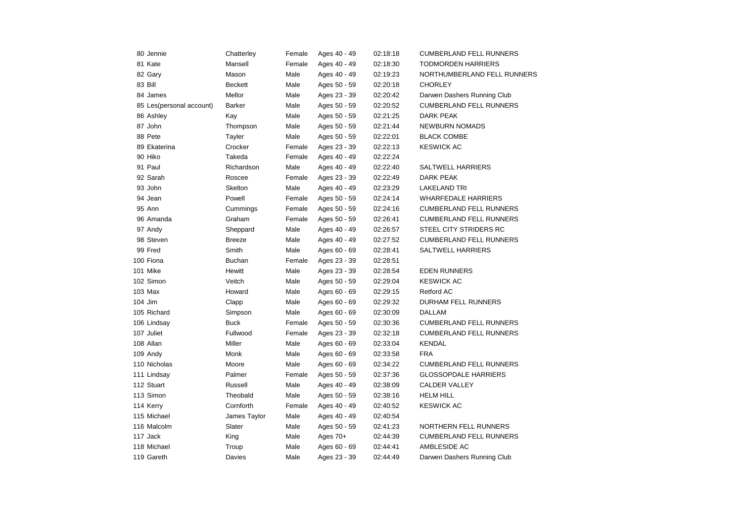| | | | | | | |
|---|---|---|---|---|---|---|
| 80 | Jennie | Chatterley | Female | Ages 40 - 49 | 02:18:18 | CUMBERLAND FELL RUNNERS |
| 81 | Kate | Mansell | Female | Ages 40 - 49 | 02:18:30 | TODMORDEN HARRIERS |
| 82 | Gary | Mason | Male | Ages 40 - 49 | 02:19:23 | NORTHUMBERLAND FELL RUNNERS |
| 83 | Bill | Beckett | Male | Ages 50 - 59 | 02:20:18 | CHORLEY |
| 84 | James | Mellor | Male | Ages 23 - 39 | 02:20:42 | Darwen Dashers Running Club |
| 85 | Les(personal account) | Barker | Male | Ages 50 - 59 | 02:20:52 | CUMBERLAND FELL RUNNERS |
| 86 | Ashley | Kay | Male | Ages 50 - 59 | 02:21:25 | DARK PEAK |
| 87 | John | Thompson | Male | Ages 50 - 59 | 02:21:44 | NEWBURN NOMADS |
| 88 | Pete | Tayler | Male | Ages 50 - 59 | 02:22:01 | BLACK COMBE |
| 89 | Ekaterina | Crocker | Female | Ages 23 - 39 | 02:22:13 | KESWICK AC |
| 90 | Hiko | Takeda | Female | Ages 40 - 49 | 02:22:24 | |
| 91 | Paul | Richardson | Male | Ages 40 - 49 | 02:22:40 | SALTWELL HARRIERS |
| 92 | Sarah | Roscee | Female | Ages 23 - 39 | 02:22:49 | DARK PEAK |
| 93 | John | Skelton | Male | Ages 40 - 49 | 02:23:29 | LAKELAND TRI |
| 94 | Jean | Powell | Female | Ages 50 - 59 | 02:24:14 | WHARFEDALE HARRIERS |
| 95 | Ann | Cummings | Female | Ages 50 - 59 | 02:24:16 | CUMBERLAND FELL RUNNERS |
| 96 | Amanda | Graham | Female | Ages 50 - 59 | 02:26:41 | CUMBERLAND FELL RUNNERS |
| 97 | Andy | Sheppard | Male | Ages 40 - 49 | 02:26:57 | STEEL CITY STRIDERS RC |
| 98 | Steven | Breeze | Male | Ages 40 - 49 | 02:27:52 | CUMBERLAND FELL RUNNERS |
| 99 | Fred | Smith | Male | Ages 60 - 69 | 02:28:41 | SALTWELL HARRIERS |
| 100 | Fiona | Buchan | Female | Ages 23 - 39 | 02:28:51 | |
| 101 | Mike | Hewitt | Male | Ages 23 - 39 | 02:28:54 | EDEN RUNNERS |
| 102 | Simon | Veitch | Male | Ages 50 - 59 | 02:29:04 | KESWICK AC |
| 103 | Max | Howard | Male | Ages 60 - 69 | 02:29:15 | Retford AC |
| 104 | Jim | Clapp | Male | Ages 60 - 69 | 02:29:32 | DURHAM FELL RUNNERS |
| 105 | Richard | Simpson | Male | Ages 60 - 69 | 02:30:09 | DALLAM |
| 106 | Lindsay | Buck | Female | Ages 50 - 59 | 02:30:36 | CUMBERLAND FELL RUNNERS |
| 107 | Juliet | Fullwood | Female | Ages 23 - 39 | 02:32:18 | CUMBERLAND FELL RUNNERS |
| 108 | Allan | Miller | Male | Ages 60 - 69 | 02:33:04 | KENDAL |
| 109 | Andy | Monk | Male | Ages 60 - 69 | 02:33:58 | FRA |
| 110 | Nicholas | Moore | Male | Ages 60 - 69 | 02:34:22 | CUMBERLAND FELL RUNNERS |
| 111 | Lindsay | Palmer | Female | Ages 50 - 59 | 02:37:36 | GLOSSOPDALE HARRIERS |
| 112 | Stuart | Russell | Male | Ages 40 - 49 | 02:38:09 | CALDER VALLEY |
| 113 | Simon | Theobald | Male | Ages 50 - 59 | 02:38:16 | HELM HILL |
| 114 | Kerry | Cornforth | Female | Ages 40 - 49 | 02:40:52 | KESWICK AC |
| 115 | Michael | James Taylor | Male | Ages 40 - 49 | 02:40:54 | |
| 116 | Malcolm | Slater | Male | Ages 50 - 59 | 02:41:23 | NORTHERN FELL RUNNERS |
| 117 | Jack | King | Male | Ages 70+ | 02:44:39 | CUMBERLAND FELL RUNNERS |
| 118 | Michael | Troup | Male | Ages 60 - 69 | 02:44:41 | AMBLESIDE AC |
| 119 | Gareth | Davies | Male | Ages 23 - 39 | 02:44:49 | Darwen Dashers Running Club |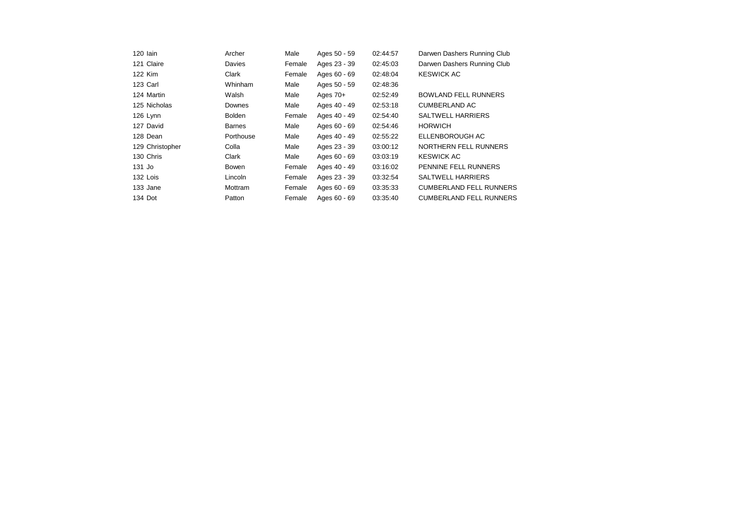| | | | | | | |
|---|---|---|---|---|---|---|
| 120 | Iain | Archer | Male | Ages 50 - 59 | 02:44:57 | Darwen Dashers Running Club |
| 121 | Claire | Davies | Female | Ages 23 - 39 | 02:45:03 | Darwen Dashers Running Club |
| 122 | Kim | Clark | Female | Ages 60 - 69 | 02:48:04 | KESWICK AC |
| 123 | Carl | Whinham | Male | Ages 50 - 59 | 02:48:36 | |
| 124 | Martin | Walsh | Male | Ages 70+ | 02:52:49 | BOWLAND FELL RUNNERS |
| 125 | Nicholas | Downes | Male | Ages 40 - 49 | 02:53:18 | CUMBERLAND AC |
| 126 | Lynn | Bolden | Female | Ages 40 - 49 | 02:54:40 | SALTWELL HARRIERS |
| 127 | David | Barnes | Male | Ages 60 - 69 | 02:54:46 | HORWICH |
| 128 | Dean | Porthouse | Male | Ages 40 - 49 | 02:55:22 | ELLENBOROUGH AC |
| 129 | Christopher | Colla | Male | Ages 23 - 39 | 03:00:12 | NORTHERN FELL RUNNERS |
| 130 | Chris | Clark | Male | Ages 60 - 69 | 03:03:19 | KESWICK AC |
| 131 | Jo | Bowen | Female | Ages 40 - 49 | 03:16:02 | PENNINE FELL RUNNERS |
| 132 | Lois | Lincoln | Female | Ages 23 - 39 | 03:32:54 | SALTWELL HARRIERS |
| 133 | Jane | Mottram | Female | Ages 60 - 69 | 03:35:33 | CUMBERLAND FELL RUNNERS |
| 134 | Dot | Patton | Female | Ages 60 - 69 | 03:35:40 | CUMBERLAND FELL RUNNERS |